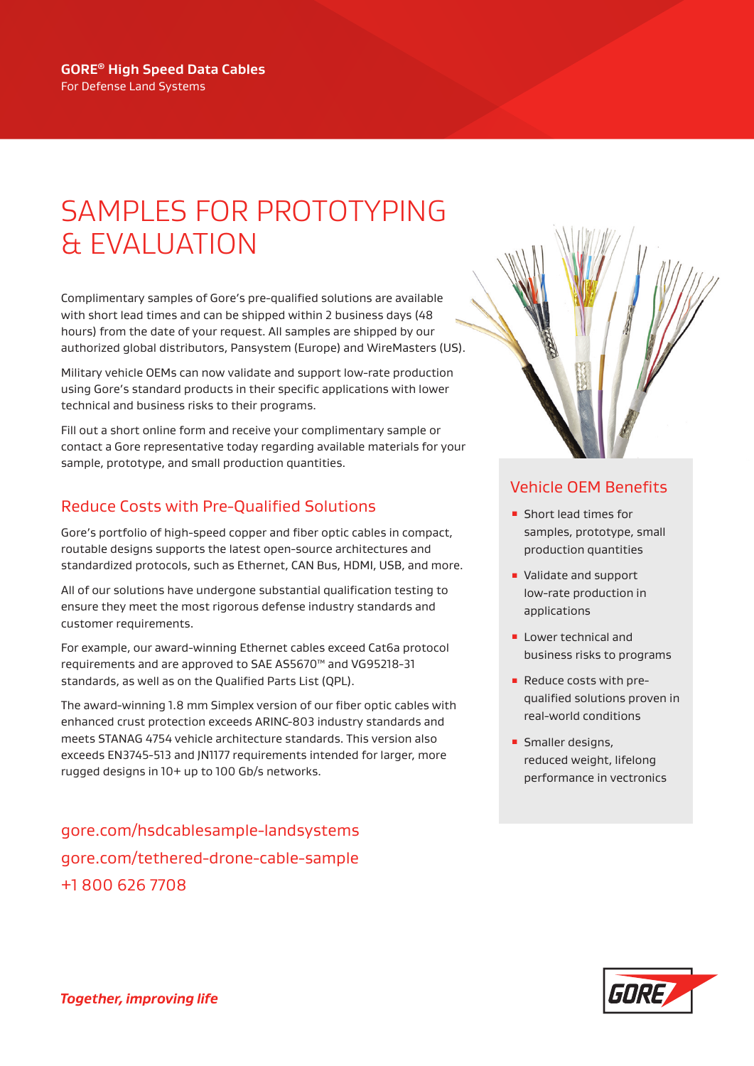**GORE® High Speed Data Cables**
For Defense Land Systems

# SAMPLES FOR PROTOTYPING & EVALUATION

Complimentary samples of Gore's pre-qualified solutions are available with short lead times and can be shipped within 2 business days (48 hours) from the date of your request. All samples are shipped by our authorized global distributors, Pansystem (Europe) and WireMasters (US).

Military vehicle OEMs can now validate and support low-rate production using Gore's standard products in their specific applications with lower technical and business risks to their programs.

Fill out a short online form and receive your complimentary sample or contact a Gore representative today regarding available materials for your sample, prototype, and small production quantities.

## Reduce Costs with Pre-Qualified Solutions

Gore's portfolio of high-speed copper and fiber optic cables in compact, routable designs supports the latest open-source architectures and standardized protocols, such as Ethernet, CAN Bus, HDMI, USB, and more.

All of our solutions have undergone substantial qualification testing to ensure they meet the most rigorous defense industry standards and customer requirements.

For example, our award-winning Ethernet cables exceed Cat6a protocol requirements and are approved to SAE AS5670™ and VG95218-31 standards, as well as on the Qualified Parts List (QPL).

The award-winning 1.8 mm Simplex version of our fiber optic cables with enhanced crust protection exceeds ARINC-803 industry standards and meets STANAG 4754 vehicle architecture standards. This version also exceeds EN3745-513 and JN1177 requirements intended for larger, more rugged designs in 10+ up to 100 Gb/s networks.

gore.com/hsdcablesample-landsystems
gore.com/tethered-drone-cable-sample
+1 800 626 7708

## Vehicle OEM Benefits

- Short lead times for samples, prototype, small production quantities
- Validate and support low-rate production in applications
- Lower technical and business risks to programs
- Reduce costs with pre-qualified solutions proven in real-world conditions
- Smaller designs, reduced weight, lifelong performance in vectronics

*Together, improving life*

GORE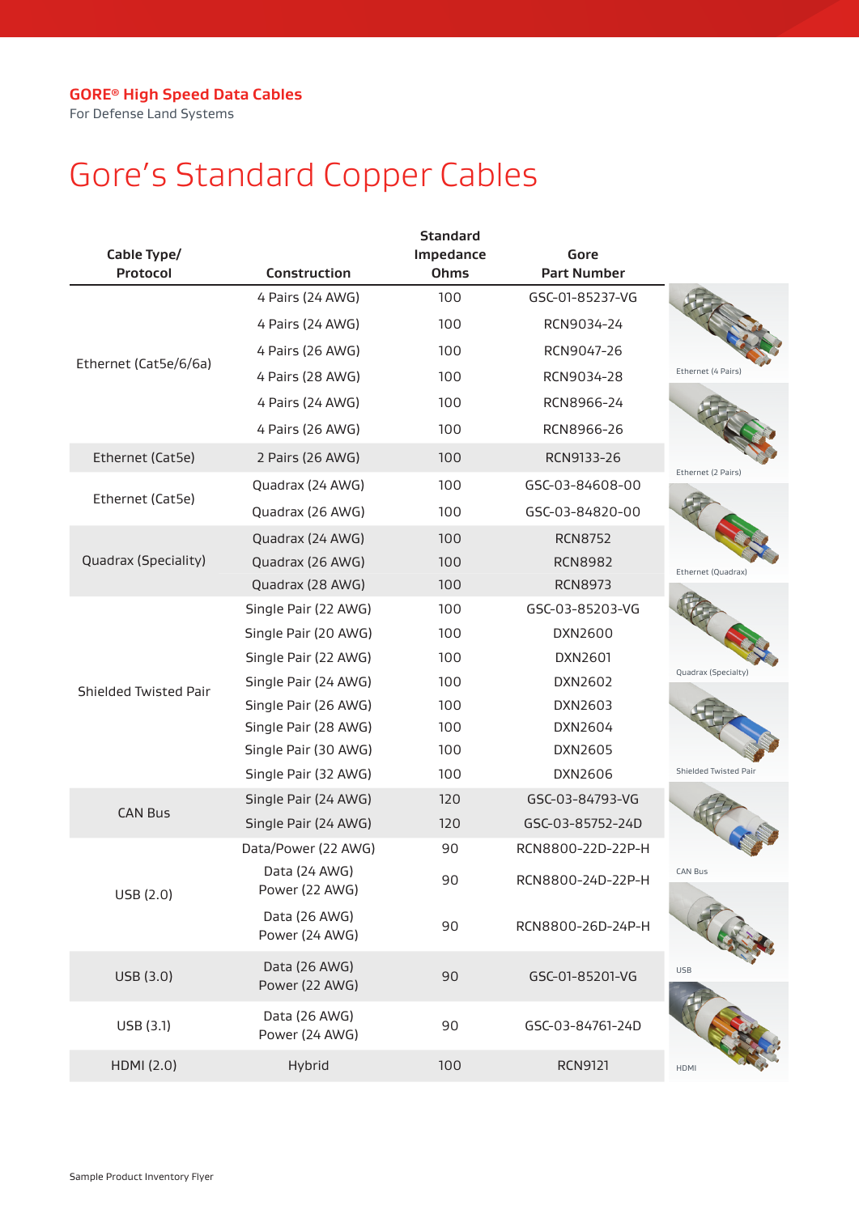**GORE® High Speed Data Cables**
For Defense Land Systems

# Gore's Standard Copper Cables

| Cable Type/ Protocol | Construction | Standard Impedance Ohms | Gore Part Number |
|---|---|---|---|
| Ethernet (Cat5e/6/6a) | 4 Pairs (24 AWG) | 100 | GSC-01-85237-VG |
| | 4 Pairs (24 AWG) | 100 | RCN9034-24 |
| | 4 Pairs (26 AWG) | 100 | RCN9047-26 |
| | 4 Pairs (28 AWG) | 100 | RCN9034-28 |
| | 4 Pairs (24 AWG) | 100 | RCN8966-24 |
| | 4 Pairs (26 AWG) | 100 | RCN8966-26 |
| Ethernet (Cat5e) | 2 Pairs (26 AWG) | 100 | RCN9133-26 |
| Ethernet (Cat5e) | Quadrax (24 AWG) | 100 | GSC-03-84608-00 |
| | Quadrax (26 AWG) | 100 | GSC-03-84820-00 |
| Quadrax (Speciality) | Quadrax (24 AWG) | 100 | RCN8752 |
| | Quadrax (26 AWG) | 100 | RCN8982 |
| | Quadrax (28 AWG) | 100 | RCN8973 |
| Shielded Twisted Pair | Single Pair (22 AWG) | 100 | GSC-03-85203-VG |
| | Single Pair (20 AWG) | 100 | DXN2600 |
| | Single Pair (22 AWG) | 100 | DXN2601 |
| | Single Pair (24 AWG) | 100 | DXN2602 |
| | Single Pair (26 AWG) | 100 | DXN2603 |
| | Single Pair (28 AWG) | 100 | DXN2604 |
| | Single Pair (30 AWG) | 100 | DXN2605 |
| | Single Pair (32 AWG) | 100 | DXN2606 |
| CAN Bus | Single Pair (24 AWG) | 120 | GSC-03-84793-VG |
| | Single Pair (24 AWG) | 120 | GSC-03-85752-24D |
| USB (2.0) | Data/Power (22 AWG) | 90 | RCN8800-22D-22P-H |
| | Data (24 AWG) Power (22 AWG) | 90 | RCN8800-24D-22P-H |
| | Data (26 AWG) Power (24 AWG) | 90 | RCN8800-26D-24P-H |
| USB (3.0) | Data (26 AWG) Power (22 AWG) | 90 | GSC-01-85201-VG |
| USB (3.1) | Data (26 AWG) Power (24 AWG) | 90 | GSC-03-84761-24D |
| HDMI (2.0) | Hybrid | 100 | RCN9121 |

Ethernet (4 Pairs)

Ethernet (2 Pairs)

Ethernet (Quadrax)

Quadrax (Specialty)

Shielded Twisted Pair

CAN Bus

USB

HDMI

Sample Product Inventory Flyer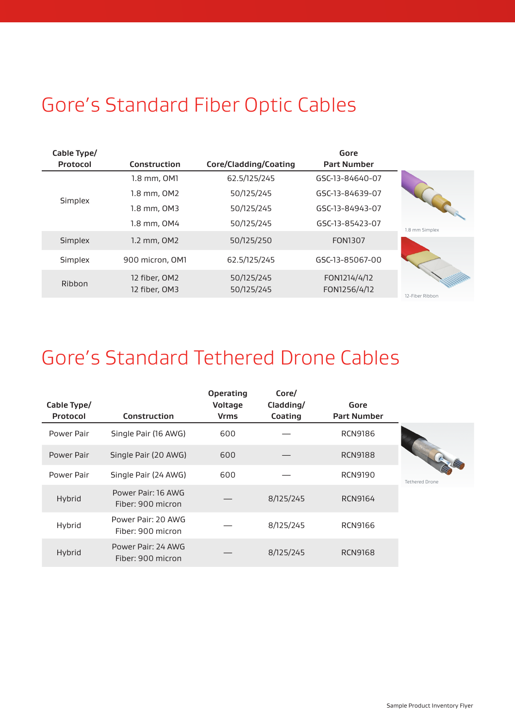# Gore's Standard Fiber Optic Cables

| Cable Type/ Protocol | Construction | Core/Cladding/Coating | Gore Part Number |
|---|---|---|---|
| Simplex | 1.8 mm, OM1 | 62.5/125/245 | GSC-13-84640-07 |
| | 1.8 mm, OM2 | 50/125/245 | GSC-13-84639-07 |
| | 1.8 mm, OM3 | 50/125/245 | GSC-13-84943-07 |
| | 1.8 mm, OM4 | 50/125/245 | GSC-13-85423-07 |
| Simplex | 1.2 mm, OM2 | 50/125/250 | FON1307 |
| Simplex | 900 micron, OM1 | 62.5/125/245 | GSC-13-85067-00 |
| Ribbon | 12 fiber, OM2<br>12 fiber, OM3 | 50/125/245<br>50/125/245 | FON1214/4/12<br>FON1256/4/12 |

1.8 mm Simplex

12-Fiber Ribbon

# Gore's Standard Tethered Drone Cables

| Cable Type/ Protocol | Construction | Operating Voltage Vrms | Core/ Cladding/ Coating | Gore Part Number |
|---|---|---|---|---|
| Power Pair | Single Pair (16 AWG) | 600 | — | RCN9186 |
| Power Pair | Single Pair (20 AWG) | 600 | — | RCN9188 |
| Power Pair | Single Pair (24 AWG) | 600 | — | RCN9190 |
| Hybrid | Power Pair: 16 AWG<br>Fiber: 900 micron | — | 8/125/245 | RCN9164 |
| Hybrid | Power Pair: 20 AWG<br>Fiber: 900 micron | — | 8/125/245 | RCN9166 |
| Hybrid | Power Pair: 24 AWG<br>Fiber: 900 micron | — | 8/125/245 | RCN9168 |

Tethered Drone

Sample Product Inventory Flyer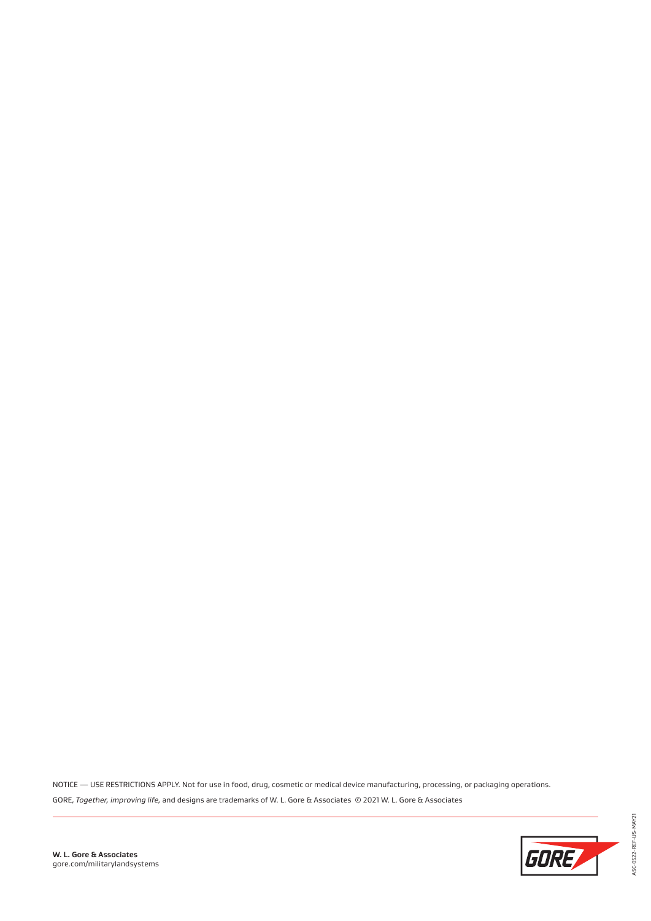NOTICE — USE RESTRICTIONS APPLY. Not for use in food, drug, cosmetic or medical device manufacturing, processing, or packaging operations.

GORE, *Together, improving life,* and designs are trademarks of W. L. Gore & Associates © 2021 W. L. Gore & Associates

**W. L. Gore & Associates**
gore.com/militarylandsystems

ASC-0522-REF-US-MAY21